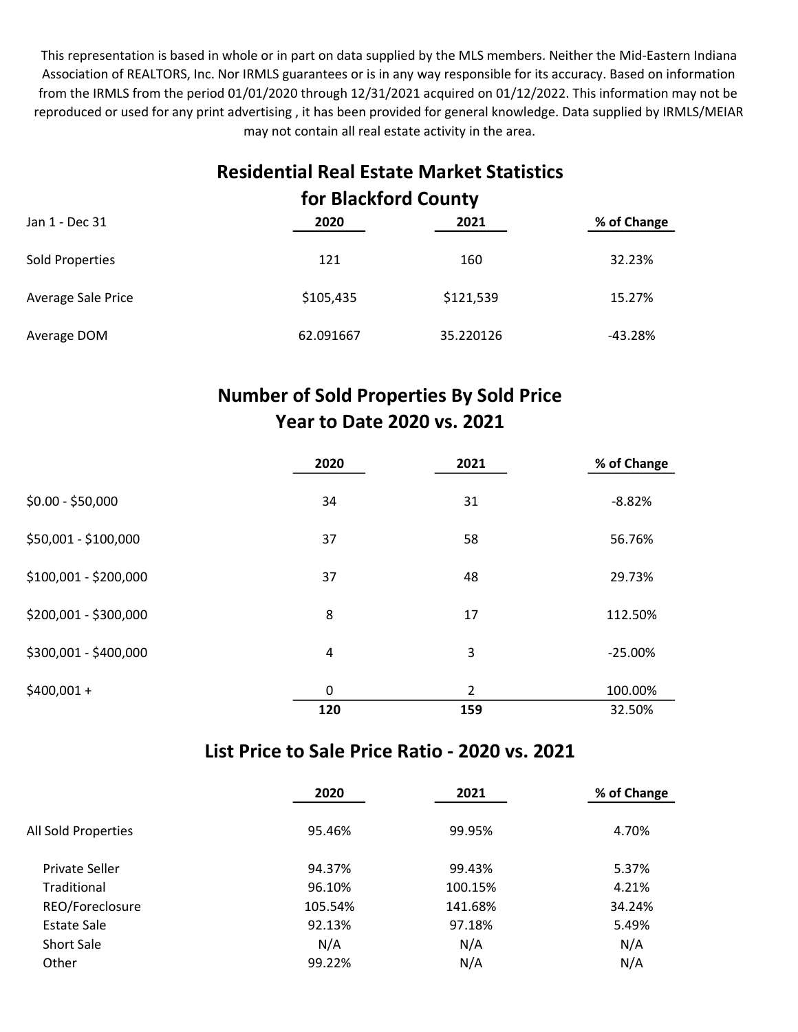This representation is based in whole or in part on data supplied by the MLS members. Neither the Mid-Eastern Indiana Association of REALTORS, Inc. Nor IRMLS guarantees or is in any way responsible for its accuracy. Based on information from the IRMLS from the period 01/01/2020 through 12/31/2021 acquired on 01/12/2022. This information may not be reproduced or used for any print advertising , it has been provided for general knowledge. Data supplied by IRMLS/MEIAR may not contain all real estate activity in the area.

## Residential Real Estate Market Statistics for Blackford County

| Jan 1 - Dec 31 | 2020 | 2021 | % of Change |
|---|---|---|---|
| Sold Properties | 121 | 160 | 32.23% |
| Average Sale Price | $105,435 | $121,539 | 15.27% |
| Average DOM | 62.091667 | 35.220126 | -43.28% |

## Number of Sold Properties By Sold Price Year to Date 2020 vs. 2021

| | 2020 | 2021 | % of Change |
|---|---|---|---|
| $0.00 - $50,000 | 34 | 31 | -8.82% |
| $50,001 - $100,000 | 37 | 58 | 56.76% |
| $100,001 - $200,000 | 37 | 48 | 29.73% |
| $200,001 - $300,000 | 8 | 17 | 112.50% |
| $300,001 - $400,000 | 4 | 3 | -25.00% |
| $400,001 + | 0 | 2 | 100.00% |
| | **120** | **159** | 32.50% |

## List Price to Sale Price Ratio - 2020 vs. 2021

| | 2020 | 2021 | % of Change |
|---|---|---|---|
| All Sold Properties | 95.46% | 99.95% | 4.70% |
| Private Seller | 94.37% | 99.43% | 5.37% |
| Traditional | 96.10% | 100.15% | 4.21% |
| REO/Foreclosure | 105.54% | 141.68% | 34.24% |
| Estate Sale | 92.13% | 97.18% | 5.49% |
| Short Sale | N/A | N/A | N/A |
| Other | 99.22% | N/A | N/A |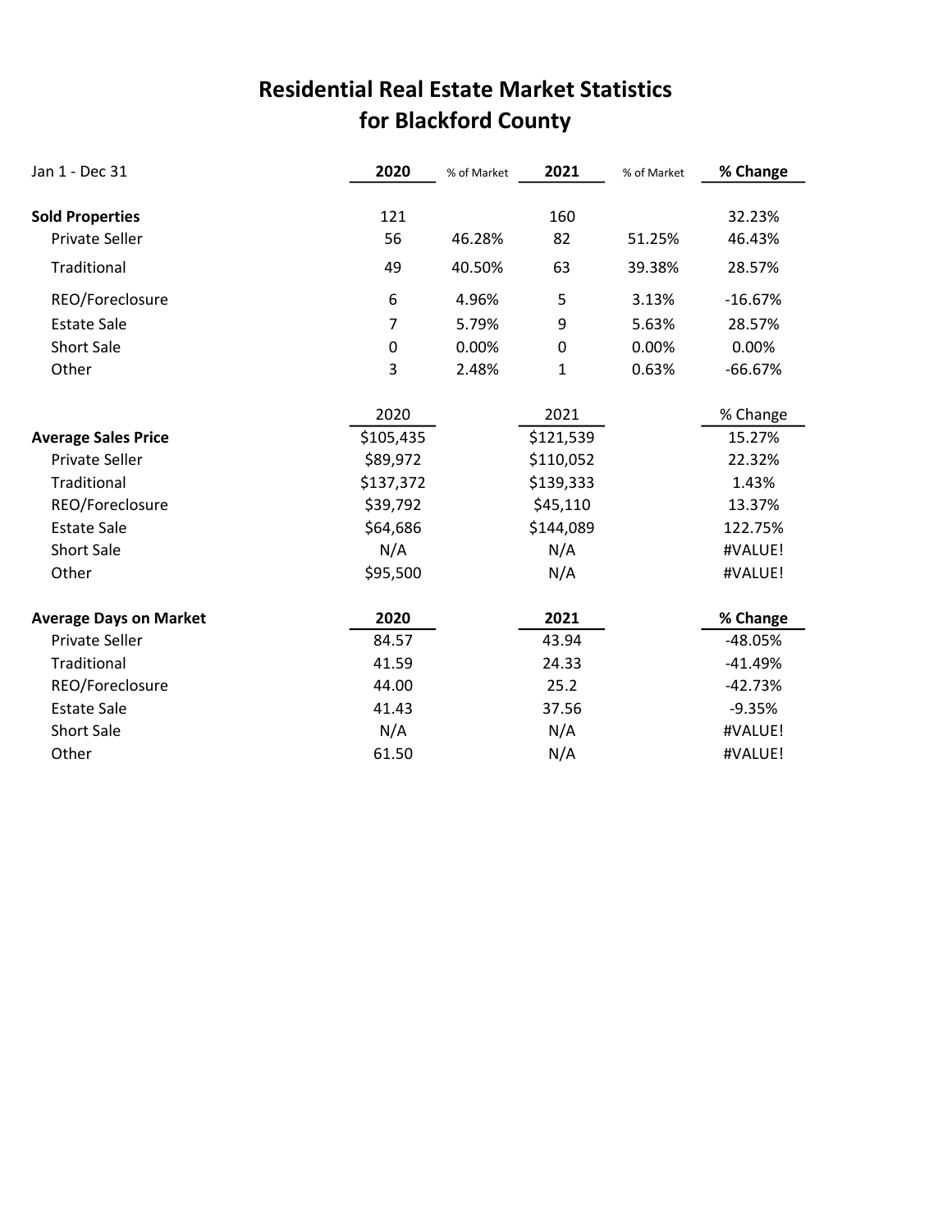# Residential Real Estate Market Statistics for Blackford County

| Jan 1 - Dec 31 | 2020 | % of Market | 2021 | % of Market | % Change |
|---|---|---|---|---|---|
| **Sold Properties** | 121 | | 160 | | 32.23% |
| Private Seller | 56 | 46.28% | 82 | 51.25% | 46.43% |
| Traditional | 49 | 40.50% | 63 | 39.38% | 28.57% |
| REO/Foreclosure | 6 | 4.96% | 5 | 3.13% | -16.67% |
| Estate Sale | 7 | 5.79% | 9 | 5.63% | 28.57% |
| Short Sale | 0 | 0.00% | 0 | 0.00% | 0.00% |
| Other | 3 | 2.48% | 1 | 0.63% | -66.67% |

| | 2020 | 2021 | % Change |
|---|---|---|---|
| **Average Sales Price** | $105,435 | $121,539 | 15.27% |
| Private Seller | $89,972 | $110,052 | 22.32% |
| Traditional | $137,372 | $139,333 | 1.43% |
| REO/Foreclosure | $39,792 | $45,110 | 13.37% |
| Estate Sale | $64,686 | $144,089 | 122.75% |
| Short Sale | N/A | N/A | #VALUE! |
| Other | $95,500 | N/A | #VALUE! |

| **Average Days on Market** | 2020 | 2021 | % Change |
|---|---|---|---|
| Private Seller | 84.57 | 43.94 | -48.05% |
| Traditional | 41.59 | 24.33 | -41.49% |
| REO/Foreclosure | 44.00 | 25.2 | -42.73% |
| Estate Sale | 41.43 | 37.56 | -9.35% |
| Short Sale | N/A | N/A | #VALUE! |
| Other | 61.50 | N/A | #VALUE! |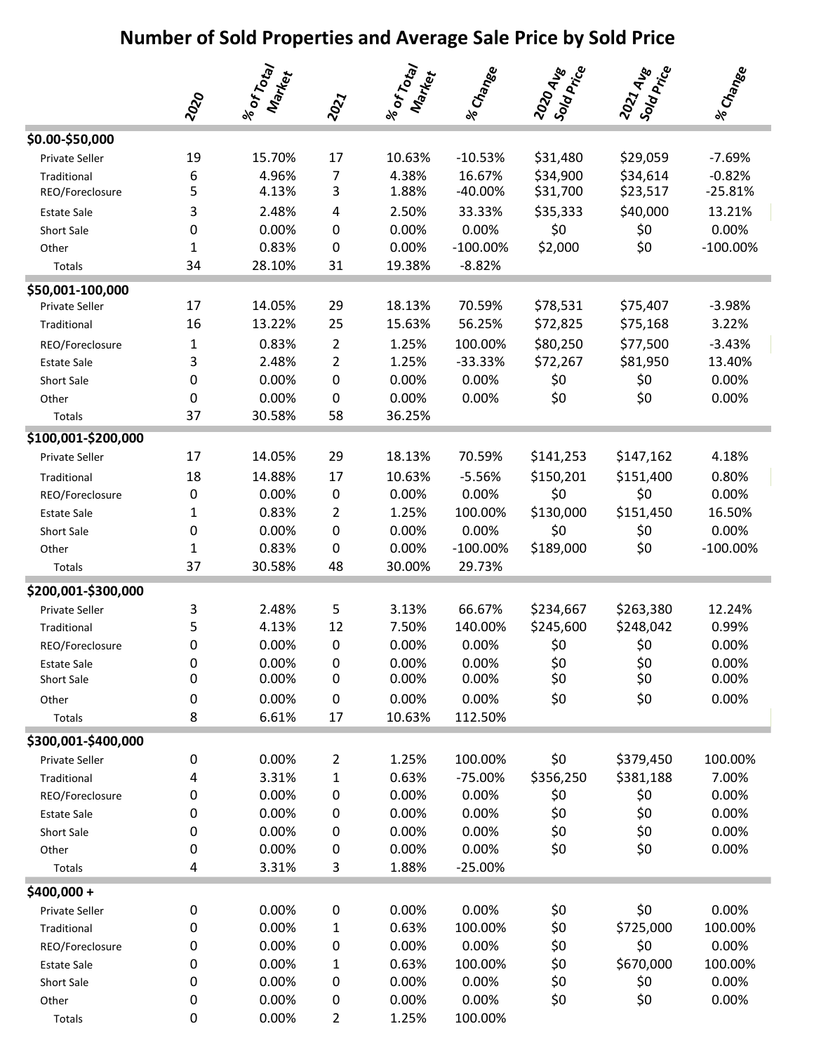# Number of Sold Properties and Average Sale Price by Sold Price

| | 2020 | % of Total Market | 2021 | % of Total Market | % Change | 2020 Avg Sold Price | 2021 Avg Sold Price | % Change |
|---|---|---|---|---|---|---|---|---|
| **$0.00-$50,000** | | | | | | | | |
| Private Seller | 19 | 15.70% | 17 | 10.63% | -10.53% | $31,480 | $29,059 | -7.69% |
| Traditional | 6 | 4.96% | 7 | 4.38% | 16.67% | $34,900 | $34,614 | -0.82% |
| REO/Foreclosure | 5 | 4.13% | 3 | 1.88% | -40.00% | $31,700 | $23,517 | -25.81% |
| Estate Sale | 3 | 2.48% | 4 | 2.50% | 33.33% | $35,333 | $40,000 | 13.21% |
| Short Sale | 0 | 0.00% | 0 | 0.00% | 0.00% | $0 | $0 | 0.00% |
| Other | 1 | 0.83% | 0 | 0.00% | -100.00% | $2,000 | $0 | -100.00% |
| Totals | 34 | 28.10% | 31 | 19.38% | -8.82% | | | |
| **$50,001-100,000** | | | | | | | | |
| Private Seller | 17 | 14.05% | 29 | 18.13% | 70.59% | $78,531 | $75,407 | -3.98% |
| Traditional | 16 | 13.22% | 25 | 15.63% | 56.25% | $72,825 | $75,168 | 3.22% |
| REO/Foreclosure | 1 | 0.83% | 2 | 1.25% | 100.00% | $80,250 | $77,500 | -3.43% |
| Estate Sale | 3 | 2.48% | 2 | 1.25% | -33.33% | $72,267 | $81,950 | 13.40% |
| Short Sale | 0 | 0.00% | 0 | 0.00% | 0.00% | $0 | $0 | 0.00% |
| Other | 0 | 0.00% | 0 | 0.00% | 0.00% | $0 | $0 | 0.00% |
| Totals | 37 | 30.58% | 58 | 36.25% | | | | |
| **$100,001-$200,000** | | | | | | | | |
| Private Seller | 17 | 14.05% | 29 | 18.13% | 70.59% | $141,253 | $147,162 | 4.18% |
| Traditional | 18 | 14.88% | 17 | 10.63% | -5.56% | $150,201 | $151,400 | 0.80% |
| REO/Foreclosure | 0 | 0.00% | 0 | 0.00% | 0.00% | $0 | $0 | 0.00% |
| Estate Sale | 1 | 0.83% | 2 | 1.25% | 100.00% | $130,000 | $151,450 | 16.50% |
| Short Sale | 0 | 0.00% | 0 | 0.00% | 0.00% | $0 | $0 | 0.00% |
| Other | 1 | 0.83% | 0 | 0.00% | -100.00% | $189,000 | $0 | -100.00% |
| Totals | 37 | 30.58% | 48 | 30.00% | 29.73% | | | |
| **$200,001-$300,000** | | | | | | | | |
| Private Seller | 3 | 2.48% | 5 | 3.13% | 66.67% | $234,667 | $263,380 | 12.24% |
| Traditional | 5 | 4.13% | 12 | 7.50% | 140.00% | $245,600 | $248,042 | 0.99% |
| REO/Foreclosure | 0 | 0.00% | 0 | 0.00% | 0.00% | $0 | $0 | 0.00% |
| Estate Sale | 0 | 0.00% | 0 | 0.00% | 0.00% | $0 | $0 | 0.00% |
| Short Sale | 0 | 0.00% | 0 | 0.00% | 0.00% | $0 | $0 | 0.00% |
| Other | 0 | 0.00% | 0 | 0.00% | 0.00% | $0 | $0 | 0.00% |
| Totals | 8 | 6.61% | 17 | 10.63% | 112.50% | | | |
| **$300,001-$400,000** | | | | | | | | |
| Private Seller | 0 | 0.00% | 2 | 1.25% | 100.00% | $0 | $379,450 | 100.00% |
| Traditional | 4 | 3.31% | 1 | 0.63% | -75.00% | $356,250 | $381,188 | 7.00% |
| REO/Foreclosure | 0 | 0.00% | 0 | 0.00% | 0.00% | $0 | $0 | 0.00% |
| Estate Sale | 0 | 0.00% | 0 | 0.00% | 0.00% | $0 | $0 | 0.00% |
| Short Sale | 0 | 0.00% | 0 | 0.00% | 0.00% | $0 | $0 | 0.00% |
| Other | 0 | 0.00% | 0 | 0.00% | 0.00% | $0 | $0 | 0.00% |
| Totals | 4 | 3.31% | 3 | 1.88% | -25.00% | | | |
| **$400,000 +** | | | | | | | | |
| Private Seller | 0 | 0.00% | 0 | 0.00% | 0.00% | $0 | $0 | 0.00% |
| Traditional | 0 | 0.00% | 1 | 0.63% | 100.00% | $0 | $725,000 | 100.00% |
| REO/Foreclosure | 0 | 0.00% | 0 | 0.00% | 0.00% | $0 | $0 | 0.00% |
| Estate Sale | 0 | 0.00% | 1 | 0.63% | 100.00% | $0 | $670,000 | 100.00% |
| Short Sale | 0 | 0.00% | 0 | 0.00% | 0.00% | $0 | $0 | 0.00% |
| Other | 0 | 0.00% | 0 | 0.00% | 0.00% | $0 | $0 | 0.00% |
| Totals | 0 | 0.00% | 2 | 1.25% | 100.00% | | | |